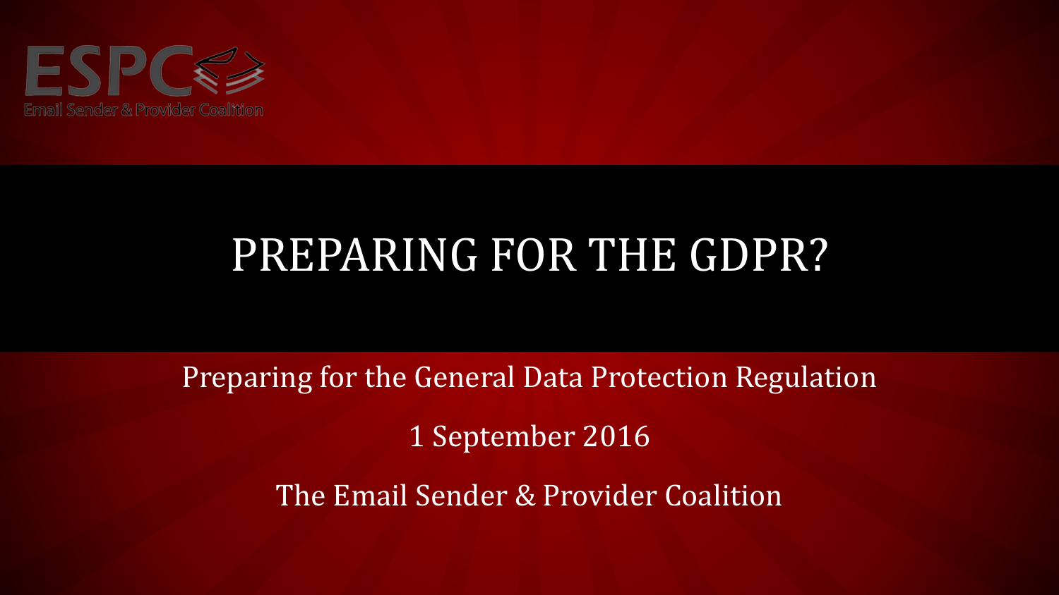ESPC

Email Sender & Provider Coalition

# PREPARING FOR THE GDPR?

Preparing for the General Data Protection Regulation

1 September 2016

The Email Sender & Provider Coalition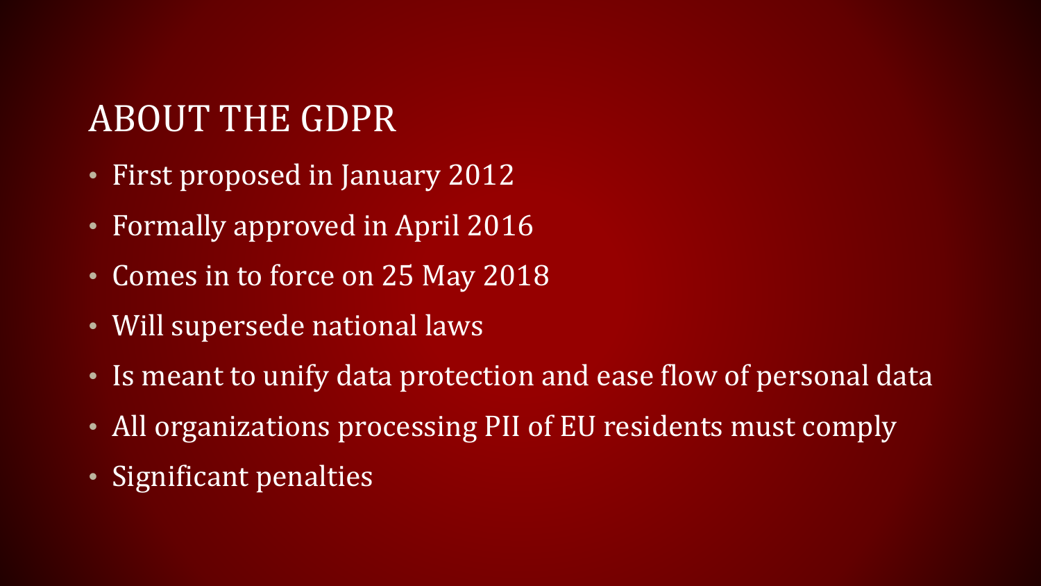## ABOUT THE GDPR

- First proposed in January 2012
- Formally approved in April 2016
- Comes in to force on 25 May 2018
- Will supersede national laws
- Is meant to unify data protection and ease flow of personal data
- All organizations processing PII of EU residents must comply
- Significant penalties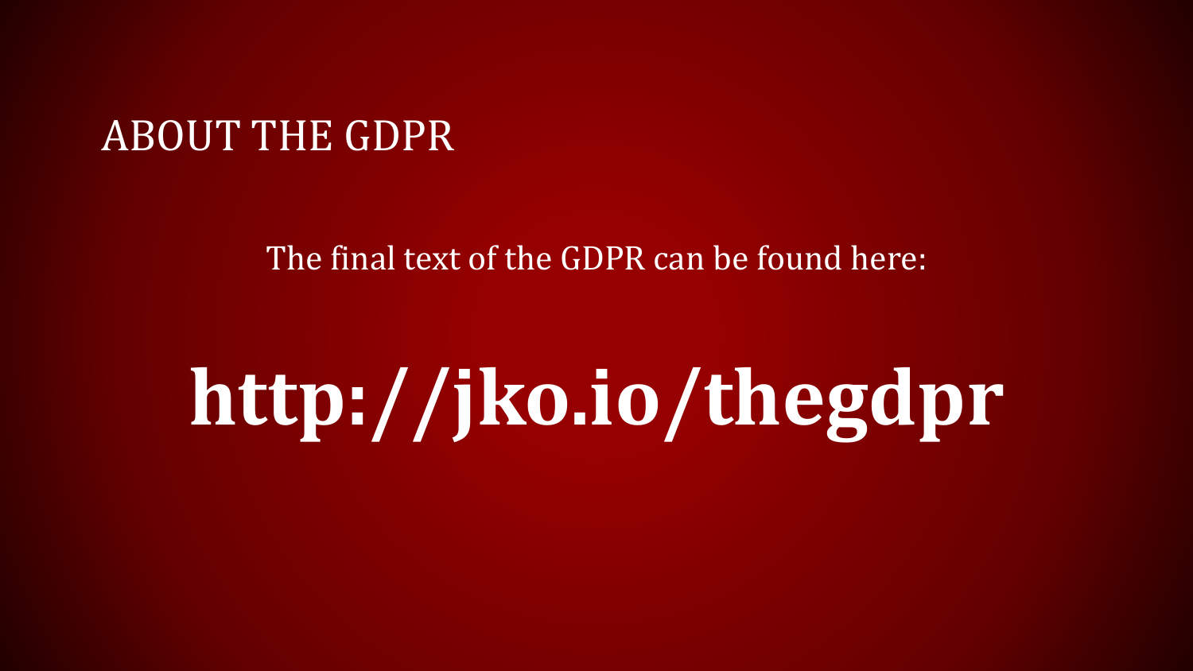# ABOUT THE GDPR

The final text of the GDPR can be found here:

**http://jko.io/thegdpr**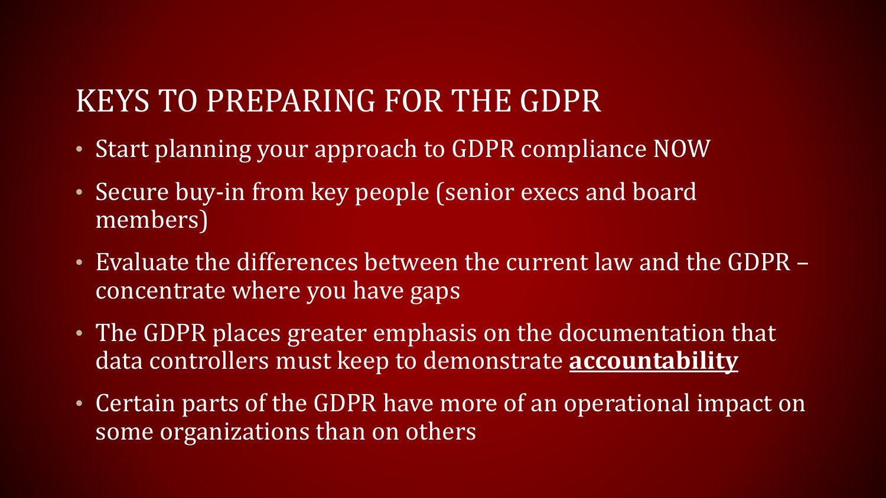# KEYS TO PREPARING FOR THE GDPR

- Start planning your approach to GDPR compliance NOW
- Secure buy-in from key people (senior execs and board members)
- Evaluate the differences between the current law and the GDPR – concentrate where you have gaps
- The GDPR places greater emphasis on the documentation that data controllers must keep to demonstrate **accountability**
- Certain parts of the GDPR have more of an operational impact on some organizations than on others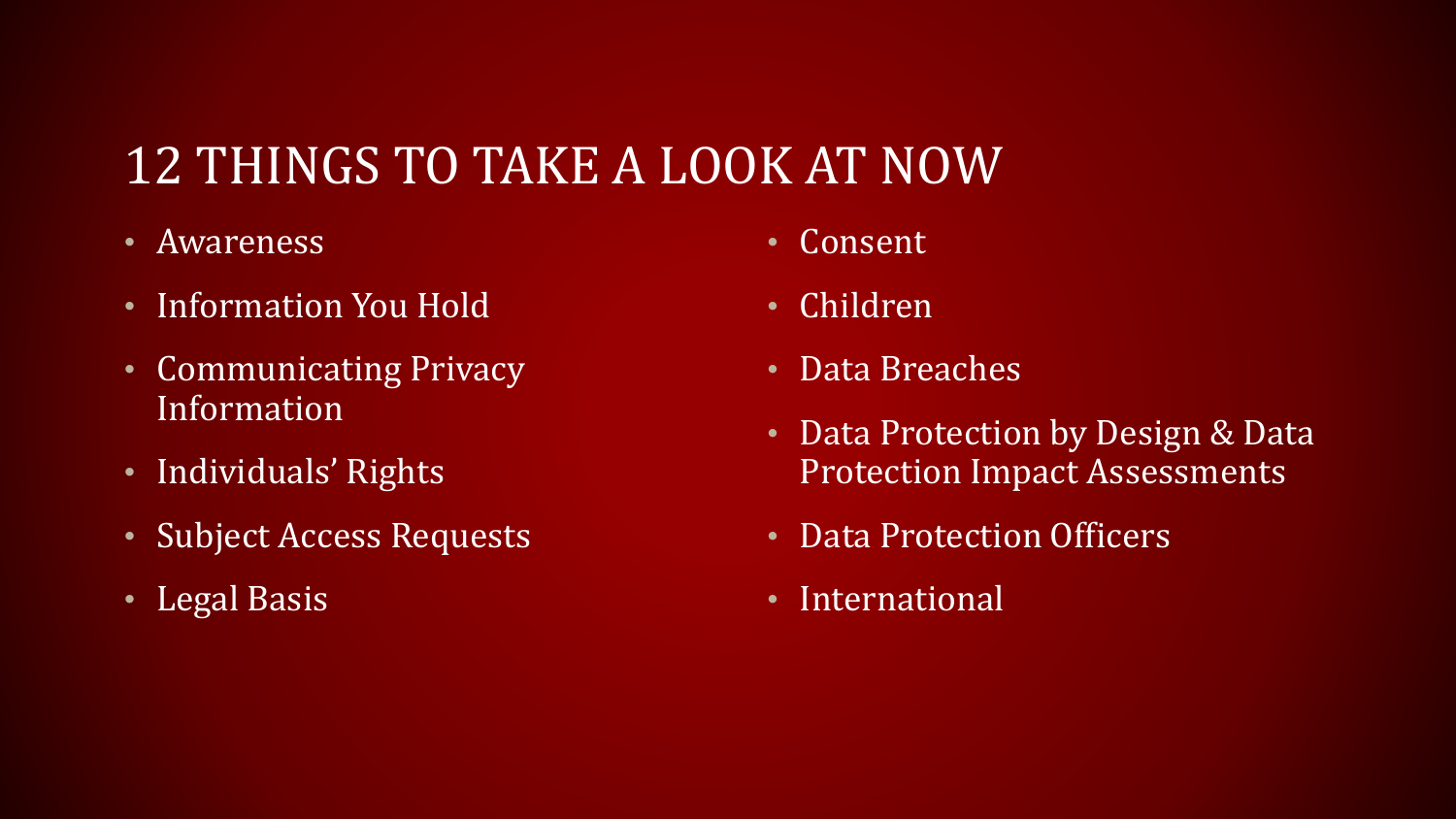# 12 THINGS TO TAKE A LOOK AT NOW

- Awareness
- Information You Hold
- Communicating Privacy Information
- Individuals' Rights
- Subject Access Requests
- Legal Basis
- Consent
- Children
- Data Breaches
- Data Protection by Design & Data Protection Impact Assessments
- Data Protection Officers
- International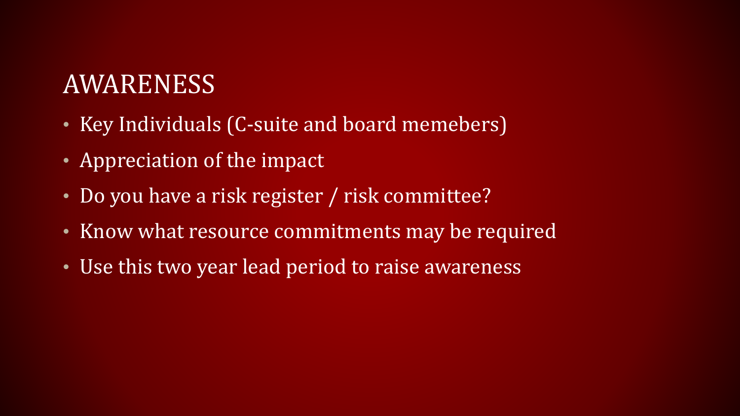## AWARENESS

- Key Individuals (C-suite and board memebers)
- Appreciation of the impact
- Do you have a risk register / risk committee?
- Know what resource commitments may be required
- Use this two year lead period to raise awareness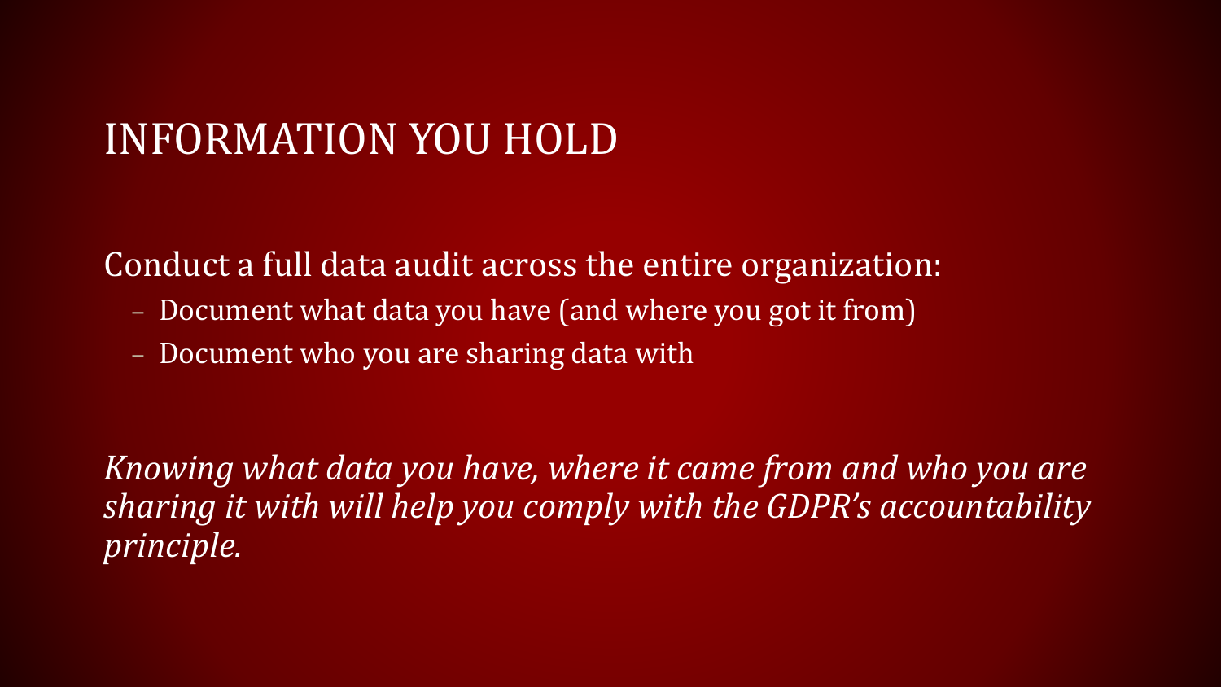# INFORMATION YOU HOLD

Conduct a full data audit across the entire organization:

- Document what data you have (and where you got it from)
- Document who you are sharing data with

*Knowing what data you have, where it came from and who you are sharing it with will help you comply with the GDPR's accountability principle.*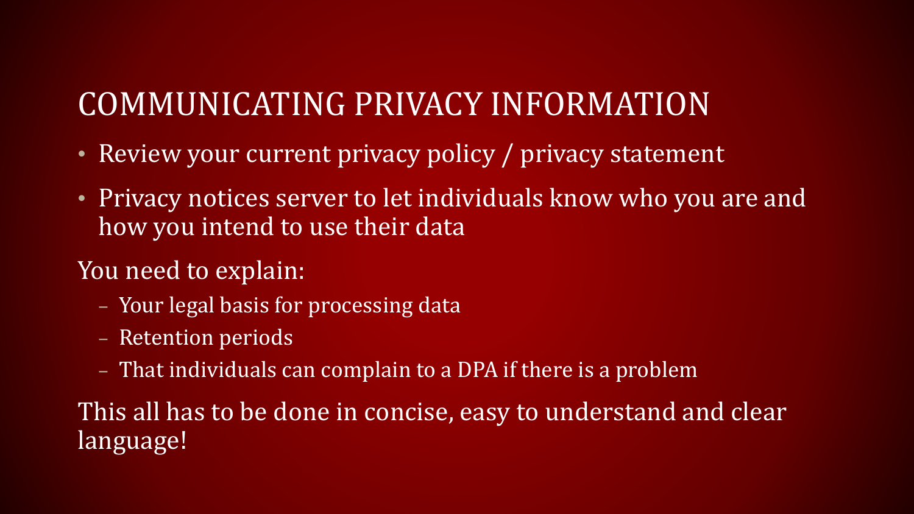# COMMUNICATING PRIVACY INFORMATION

- Review your current privacy policy / privacy statement
- Privacy notices server to let individuals know who you are and how you intend to use their data

You need to explain:

- Your legal basis for processing data
- Retention periods
- That individuals can complain to a DPA if there is a problem

This all has to be done in concise, easy to understand and clear language!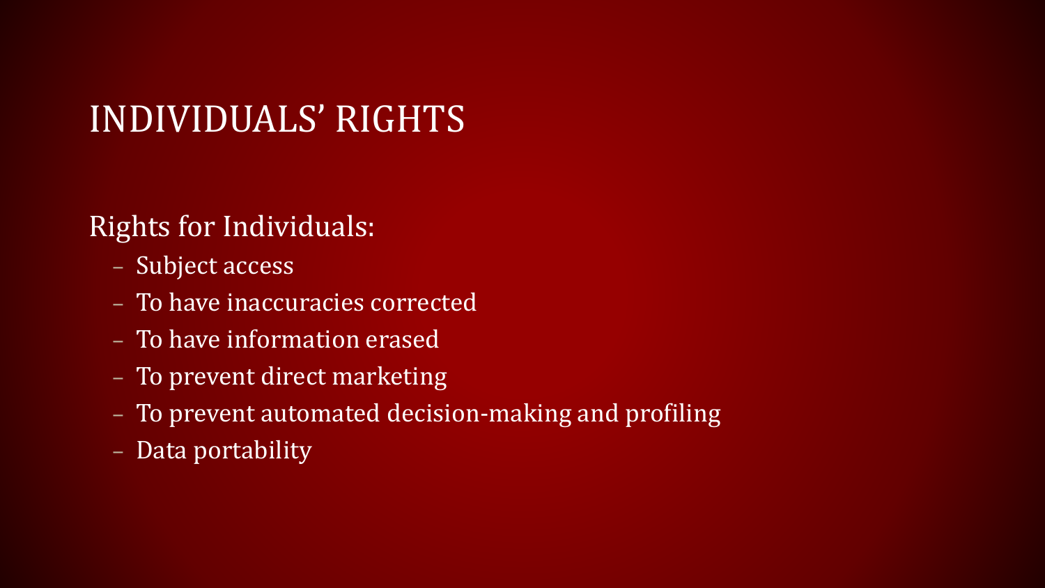# INDIVIDUALS' RIGHTS

Rights for Individuals:

- Subject access
- To have inaccuracies corrected
- To have information erased
- To prevent direct marketing
- To prevent automated decision-making and profiling
- Data portability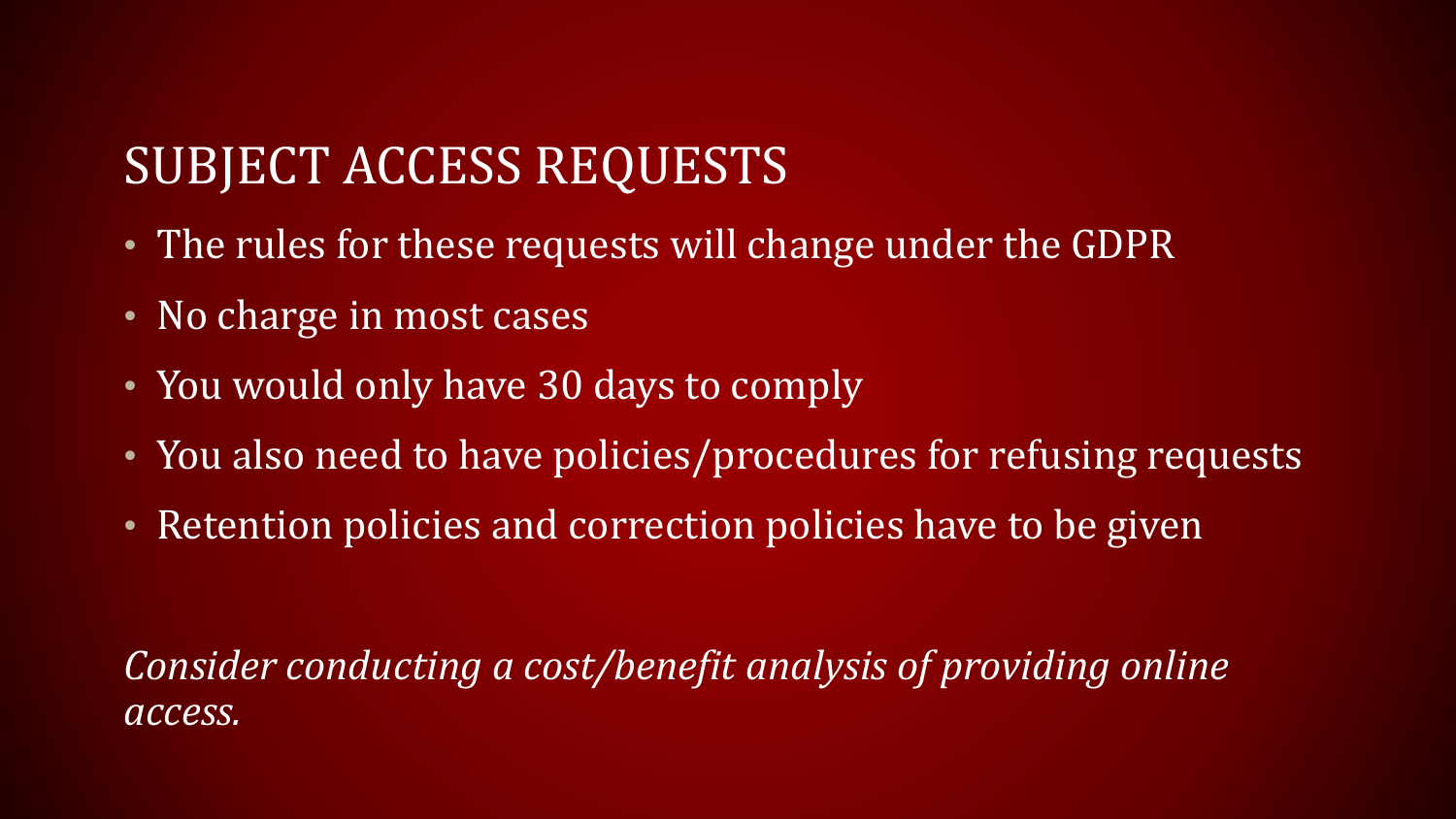## SUBJECT ACCESS REQUESTS

- The rules for these requests will change under the GDPR
- No charge in most cases
- You would only have 30 days to comply
- You also need to have policies/procedures for refusing requests
- Retention policies and correction policies have to be given

*Consider conducting a cost/benefit analysis of providing online access.*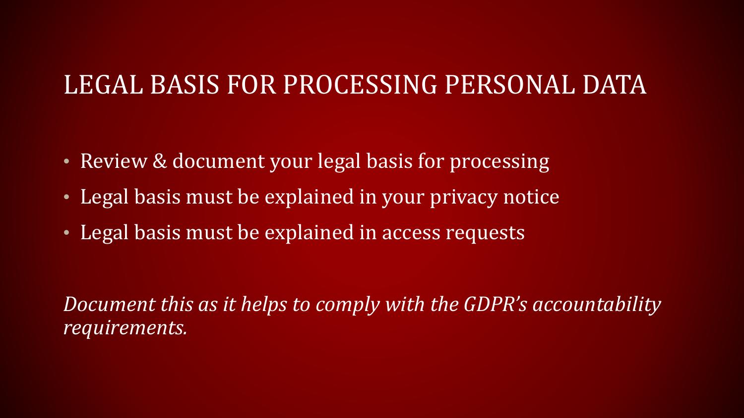# LEGAL BASIS FOR PROCESSING PERSONAL DATA

- Review & document your legal basis for processing
- Legal basis must be explained in your privacy notice
- Legal basis must be explained in access requests

*Document this as it helps to comply with the GDPR's accountability requirements.*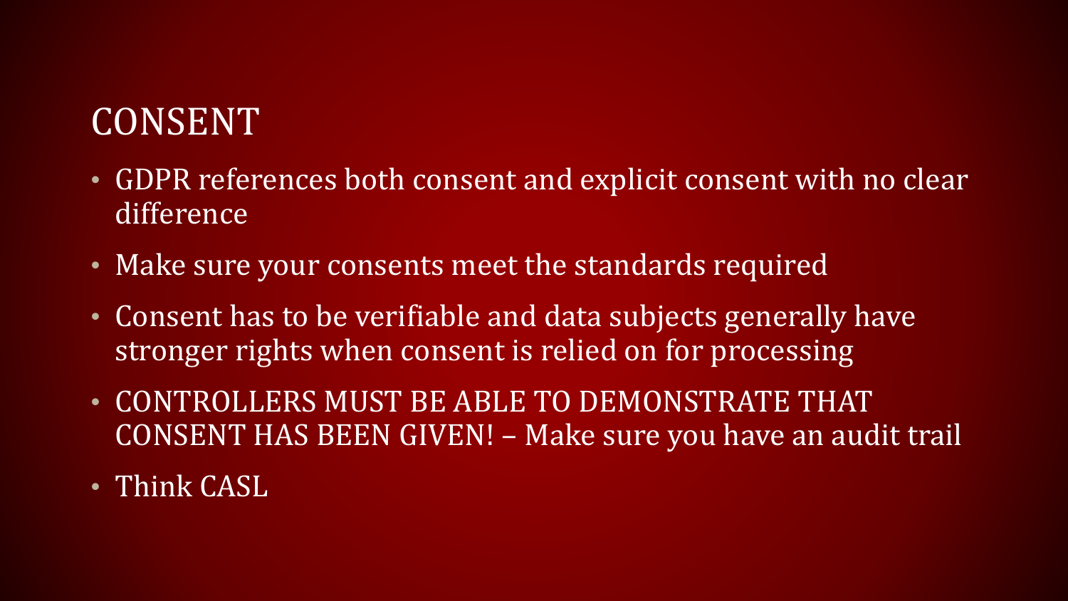# CONSENT

- GDPR references both consent and explicit consent with no clear difference
- Make sure your consents meet the standards required
- Consent has to be verifiable and data subjects generally have stronger rights when consent is relied on for processing
- CONTROLLERS MUST BE ABLE TO DEMONSTRATE THAT CONSENT HAS BEEN GIVEN! – Make sure you have an audit trail
- Think CASL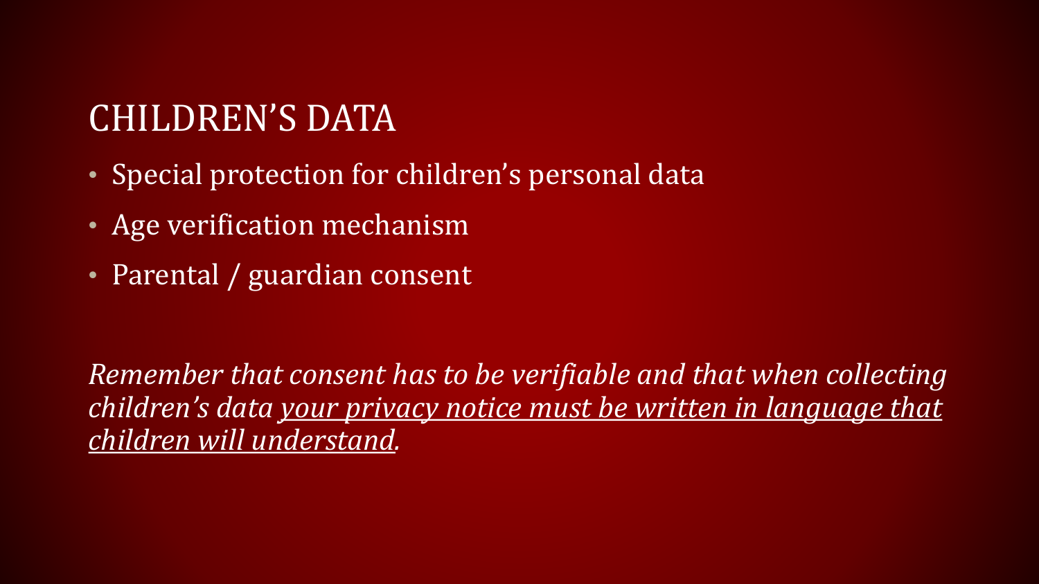# CHILDREN'S DATA

- Special protection for children's personal data
- Age verification mechanism
- Parental / guardian consent

*Remember that consent has to be verifiable and that when collecting children's data <u>your privacy notice must be written in language that children will understand</u>.*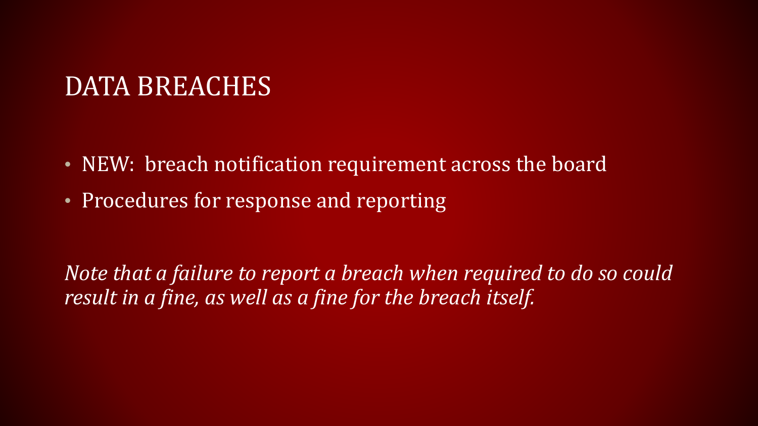# DATA BREACHES

- NEW:  breach notification requirement across the board
- Procedures for response and reporting

*Note that a failure to report a breach when required to do so could result in a fine, as well as a fine for the breach itself.*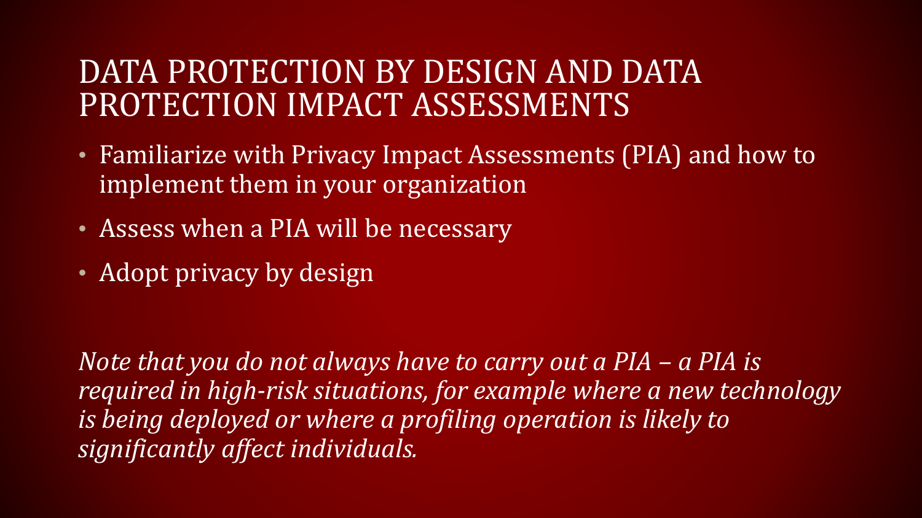# DATA PROTECTION BY DESIGN AND DATA PROTECTION IMPACT ASSESSMENTS

- Familiarize with Privacy Impact Assessments (PIA) and how to implement them in your organization
- Assess when a PIA will be necessary
- Adopt privacy by design

*Note that you do not always have to carry out a PIA – a PIA is required in high-risk situations, for example where a new technology is being deployed or where a profiling operation is likely to significantly affect individuals.*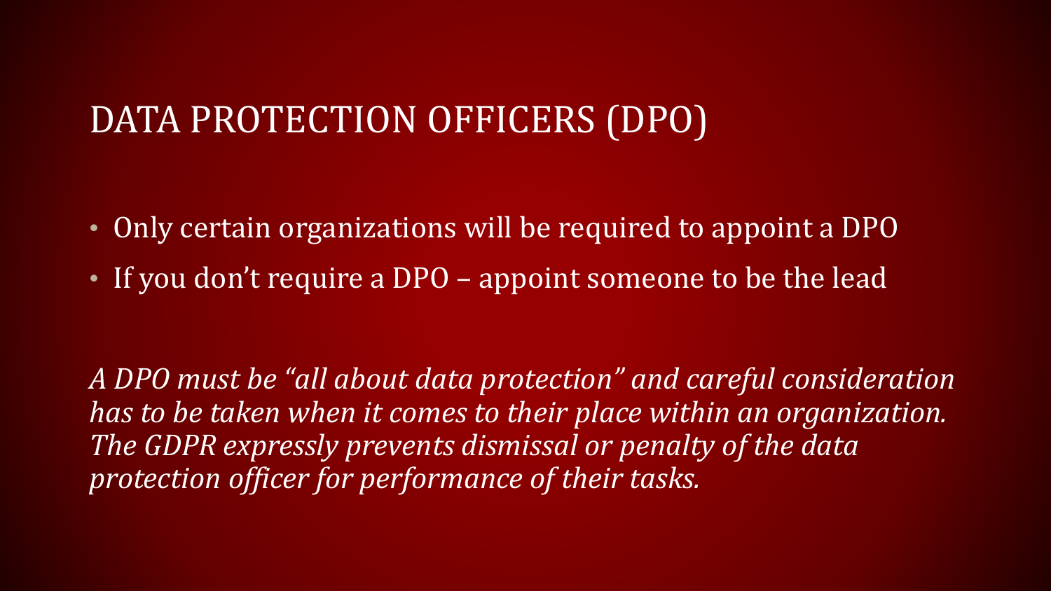# DATA PROTECTION OFFICERS (DPO)

- Only certain organizations will be required to appoint a DPO
- If you don't require a DPO – appoint someone to be the lead

*A DPO must be "all about data protection" and careful consideration has to be taken when it comes to their place within an organization. The GDPR expressly prevents dismissal or penalty of the data protection officer for performance of their tasks.*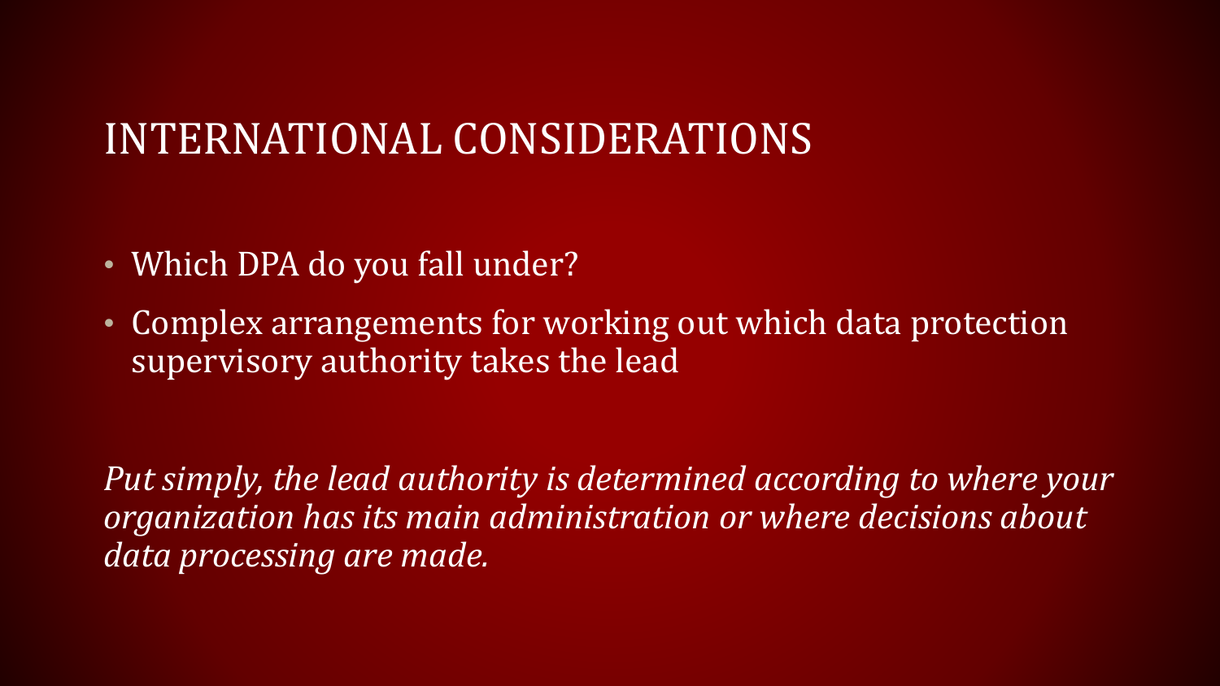# INTERNATIONAL CONSIDERATIONS

- Which DPA do you fall under?
- Complex arrangements for working out which data protection supervisory authority takes the lead

*Put simply, the lead authority is determined according to where your organization has its main administration or where decisions about data processing are made.*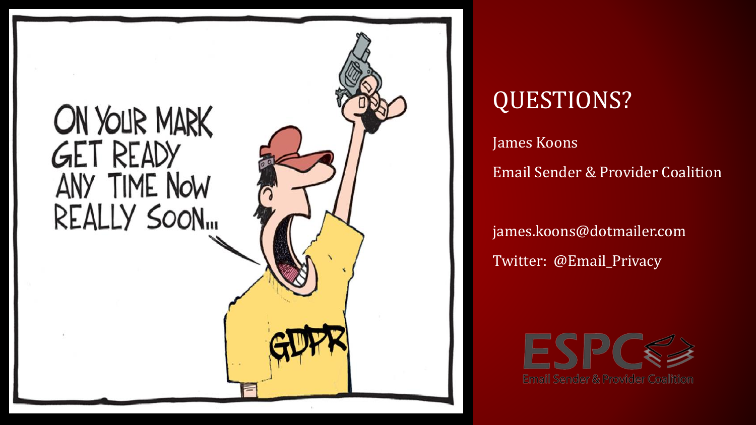ON YOUR MARK
GET READY
ANY TIME NOW
REALLY SOON...

GDPR

# QUESTIONS?

James Koons

Email Sender & Provider Coalition

james.koons@dotmailer.com

Twitter: @Email_Privacy

ESPC

Email Sender & Provider Coalition